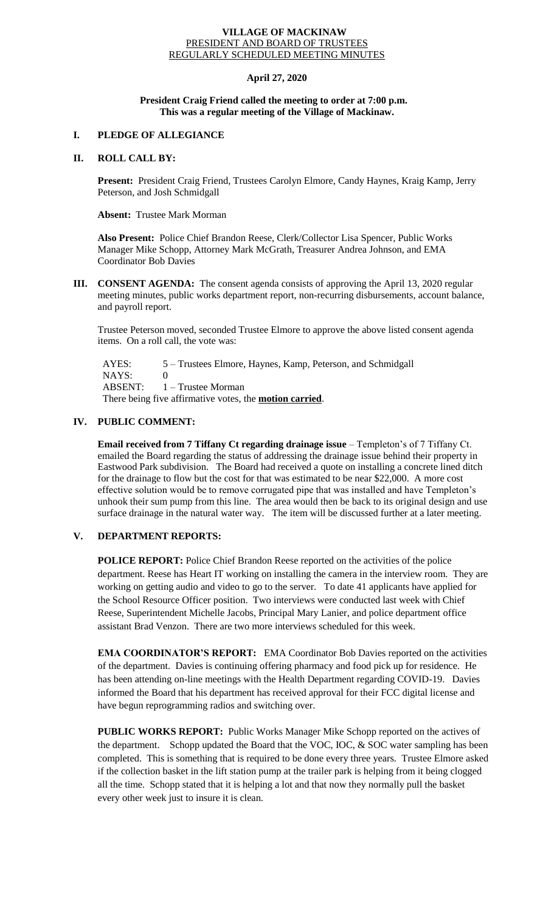**VILLAGE OF MACKINAW**
PRESIDENT AND BOARD OF TRUSTEES
REGULARLY SCHEDULED MEETING MINUTES

**April 27, 2020**

**President Craig Friend called the meeting to order at 7:00 p.m.**
**This was a regular meeting of the Village of Mackinaw.**

## I. PLEDGE OF ALLEGIANCE

## II. ROLL CALL BY:

**Present:** President Craig Friend, Trustees Carolyn Elmore, Candy Haynes, Kraig Kamp, Jerry Peterson, and Josh Schmidgall

**Absent:** Trustee Mark Morman

**Also Present:** Police Chief Brandon Reese, Clerk/Collector Lisa Spencer, Public Works Manager Mike Schopp, Attorney Mark McGrath, Treasurer Andrea Johnson, and EMA Coordinator Bob Davies

## III. CONSENT AGENDA:

The consent agenda consists of approving the April 13, 2020 regular meeting minutes, public works department report, non-recurring disbursements, account balance, and payroll report.

Trustee Peterson moved, seconded Trustee Elmore to approve the above listed consent agenda items. On a roll call, the vote was:

AYES: 5 – Trustees Elmore, Haynes, Kamp, Peterson, and Schmidgall
NAYS: 0
ABSENT: 1 – Trustee Morman
There being five affirmative votes, the **motion carried**.

## IV. PUBLIC COMMENT:

**Email received from 7 Tiffany Ct regarding drainage issue** – Templeton's of 7 Tiffany Ct. emailed the Board regarding the status of addressing the drainage issue behind their property in Eastwood Park subdivision. The Board had received a quote on installing a concrete lined ditch for the drainage to flow but the cost for that was estimated to be near $22,000. A more cost effective solution would be to remove corrugated pipe that was installed and have Templeton's unhook their sum pump from this line. The area would then be back to its original design and use surface drainage in the natural water way. The item will be discussed further at a later meeting.

## V. DEPARTMENT REPORTS:

**POLICE REPORT:** Police Chief Brandon Reese reported on the activities of the police department. Reese has Heart IT working on installing the camera in the interview room. They are working on getting audio and video to go to the server. To date 41 applicants have applied for the School Resource Officer position. Two interviews were conducted last week with Chief Reese, Superintendent Michelle Jacobs, Principal Mary Lanier, and police department office assistant Brad Venzon. There are two more interviews scheduled for this week.

**EMA COORDINATOR'S REPORT:** EMA Coordinator Bob Davies reported on the activities of the department. Davies is continuing offering pharmacy and food pick up for residence. He has been attending on-line meetings with the Health Department regarding COVID-19. Davies informed the Board that his department has received approval for their FCC digital license and have begun reprogramming radios and switching over.

**PUBLIC WORKS REPORT:** Public Works Manager Mike Schopp reported on the actives of the department. Schopp updated the Board that the VOC, IOC, & SOC water sampling has been completed. This is something that is required to be done every three years. Trustee Elmore asked if the collection basket in the lift station pump at the trailer park is helping from it being clogged all the time. Schopp stated that it is helping a lot and that now they normally pull the basket every other week just to insure it is clean.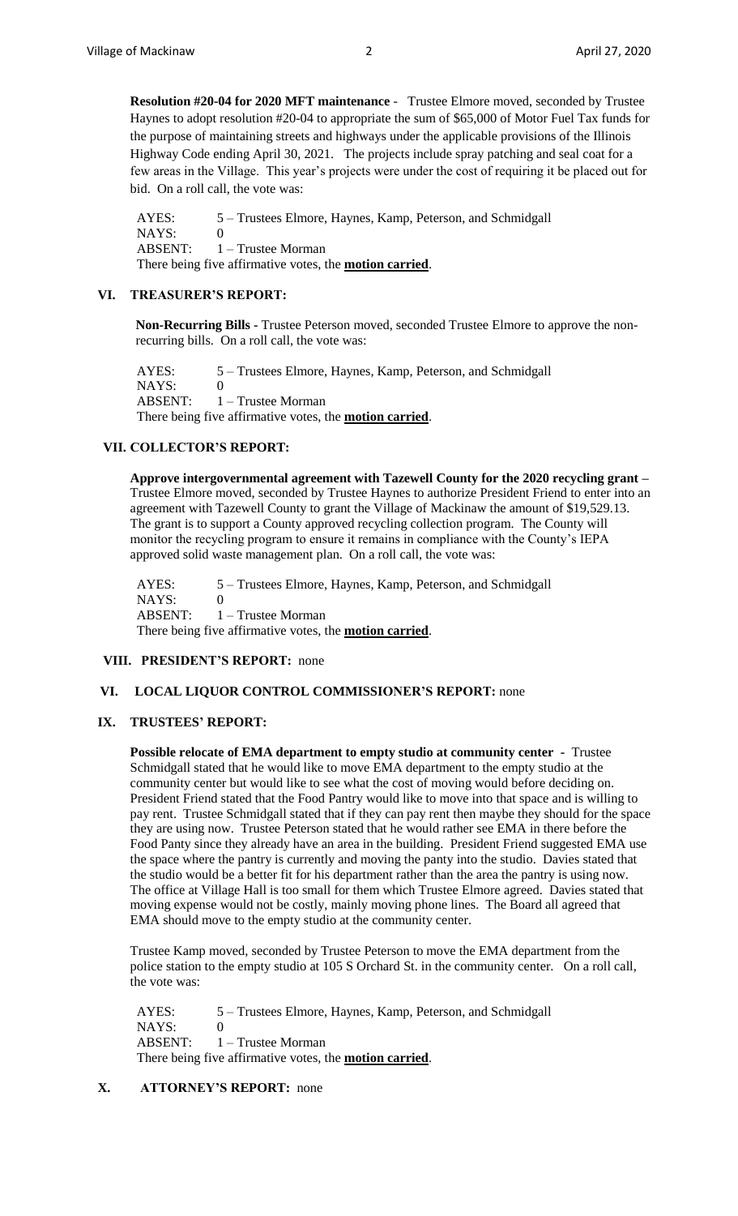**Resolution #20-04 for 2020 MFT maintenance** - Trustee Elmore moved, seconded by Trustee Haynes to adopt resolution #20-04 to appropriate the sum of $65,000 of Motor Fuel Tax funds for the purpose of maintaining streets and highways under the applicable provisions of the Illinois Highway Code ending April 30, 2021. The projects include spray patching and seal coat for a few areas in the Village. This year's projects were under the cost of requiring it be placed out for bid. On a roll call, the vote was:

AYES: 5 – Trustees Elmore, Haynes, Kamp, Peterson, and Schmidgall
NAYS: 0
ABSENT: 1 – Trustee Morman
There being five affirmative votes, the **motion carried**.

## VI. TREASURER'S REPORT:

**Non-Recurring Bills -** Trustee Peterson moved, seconded Trustee Elmore to approve the non-recurring bills. On a roll call, the vote was:

AYES: 5 – Trustees Elmore, Haynes, Kamp, Peterson, and Schmidgall
NAYS: 0
ABSENT: 1 – Trustee Morman
There being five affirmative votes, the **motion carried**.

## VII. COLLECTOR'S REPORT:

**Approve intergovernmental agreement with Tazewell County for the 2020 recycling grant –** Trustee Elmore moved, seconded by Trustee Haynes to authorize President Friend to enter into an agreement with Tazewell County to grant the Village of Mackinaw the amount of $19,529.13. The grant is to support a County approved recycling collection program. The County will monitor the recycling program to ensure it remains in compliance with the County's IEPA approved solid waste management plan. On a roll call, the vote was:

AYES: 5 – Trustees Elmore, Haynes, Kamp, Peterson, and Schmidgall
NAYS: 0
ABSENT: 1 – Trustee Morman
There being five affirmative votes, the **motion carried**.

## VIII. PRESIDENT'S REPORT: none

## VI. LOCAL LIQUOR CONTROL COMMISSIONER'S REPORT: none

## IX. TRUSTEES' REPORT:

**Possible relocate of EMA department to empty studio at community center -** Trustee Schmidgall stated that he would like to move EMA department to the empty studio at the community center but would like to see what the cost of moving would before deciding on. President Friend stated that the Food Pantry would like to move into that space and is willing to pay rent. Trustee Schmidgall stated that if they can pay rent then maybe they should for the space they are using now. Trustee Peterson stated that he would rather see EMA in there before the Food Panty since they already have an area in the building. President Friend suggested EMA use the space where the pantry is currently and moving the panty into the studio. Davies stated that the studio would be a better fit for his department rather than the area the pantry is using now. The office at Village Hall is too small for them which Trustee Elmore agreed. Davies stated that moving expense would not be costly, mainly moving phone lines. The Board all agreed that EMA should move to the empty studio at the community center.

Trustee Kamp moved, seconded by Trustee Peterson to move the EMA department from the police station to the empty studio at 105 S Orchard St. in the community center. On a roll call, the vote was:

AYES: 5 – Trustees Elmore, Haynes, Kamp, Peterson, and Schmidgall
NAYS: 0
ABSENT: 1 – Trustee Morman
There being five affirmative votes, the **motion carried**.

## X. ATTORNEY'S REPORT: none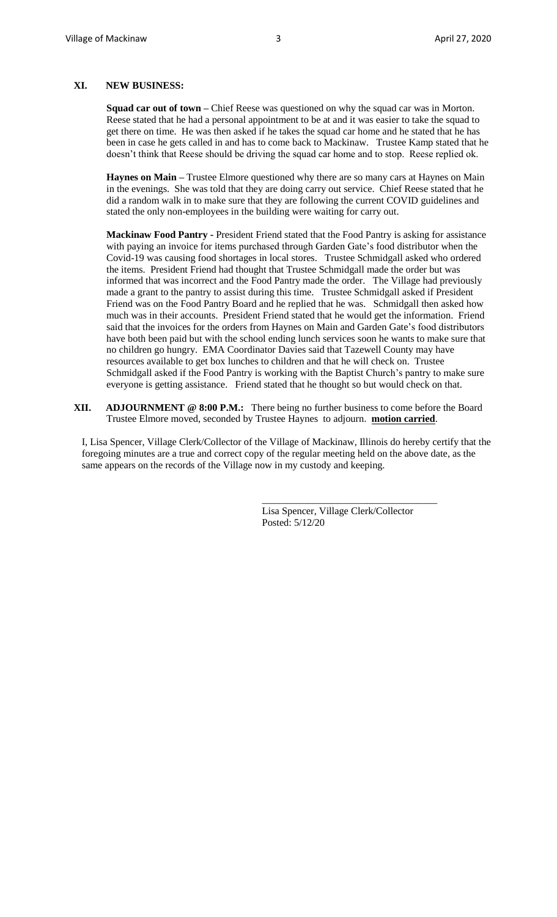## XI. NEW BUSINESS:

**Squad car out of town –** Chief Reese was questioned on why the squad car was in Morton. Reese stated that he had a personal appointment to be at and it was easier to take the squad to get there on time. He was then asked if he takes the squad car home and he stated that he has been in case he gets called in and has to come back to Mackinaw. Trustee Kamp stated that he doesn't think that Reese should be driving the squad car home and to stop. Reese replied ok.

**Haynes on Main –** Trustee Elmore questioned why there are so many cars at Haynes on Main in the evenings. She was told that they are doing carry out service. Chief Reese stated that he did a random walk in to make sure that they are following the current COVID guidelines and stated the only non-employees in the building were waiting for carry out.

**Mackinaw Food Pantry -** President Friend stated that the Food Pantry is asking for assistance with paying an invoice for items purchased through Garden Gate's food distributor when the Covid-19 was causing food shortages in local stores. Trustee Schmidgall asked who ordered the items. President Friend had thought that Trustee Schmidgall made the order but was informed that was incorrect and the Food Pantry made the order. The Village had previously made a grant to the pantry to assist during this time. Trustee Schmidgall asked if President Friend was on the Food Pantry Board and he replied that he was. Schmidgall then asked how much was in their accounts. President Friend stated that he would get the information. Friend said that the invoices for the orders from Haynes on Main and Garden Gate's food distributors have both been paid but with the school ending lunch services soon he wants to make sure that no children go hungry. EMA Coordinator Davies said that Tazewell County may have resources available to get box lunches to children and that he will check on. Trustee Schmidgall asked if the Food Pantry is working with the Baptist Church's pantry to make sure everyone is getting assistance. Friend stated that he thought so but would check on that.

## XII. ADJOURNMENT @ 8:00 P.M.:

There being no further business to come before the Board Trustee Elmore moved, seconded by Trustee Haynes to adjourn. **motion carried**.

I, Lisa Spencer, Village Clerk/Collector of the Village of Mackinaw, Illinois do hereby certify that the foregoing minutes are a true and correct copy of the regular meeting held on the above date, as the same appears on the records of the Village now in my custody and keeping.

___________________________________

Lisa Spencer, Village Clerk/Collector
Posted: 5/12/20